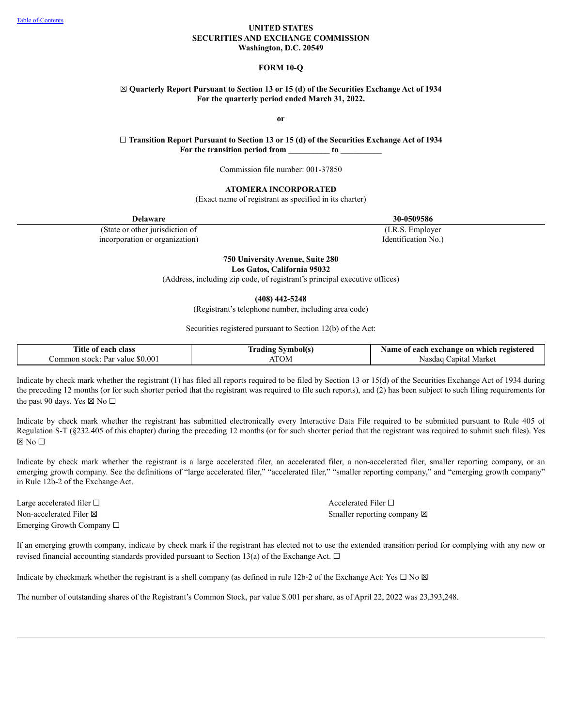[Table of Contents](#)

**UNITED STATES**
**SECURITIES AND EXCHANGE COMMISSION**
**Washington, D.C. 20549**

**FORM 10-Q**

**☒ Quarterly Report Pursuant to Section 13 or 15 (d) of the Securities Exchange Act of 1934**
**For the quarterly period ended March 31, 2022.**

**or**

**☐ Transition Report Pursuant to Section 13 or 15 (d) of the Securities Exchange Act of 1934**
**For the transition period from __________ to __________**

Commission file number: 001-37850

**ATOMERA INCORPORATED**
(Exact name of registrant as specified in its charter)

| **Delaware** | **30-0509586** |
|---|---|
| (State or other jurisdiction of incorporation or organization) | (I.R.S. Employer Identification No.) |

**750 University Avenue, Suite 280**
**Los Gatos, California 95032**
(Address, including zip code, of registrant's principal executive offices)

**(408) 442-5248**
(Registrant's telephone number, including area code)

Securities registered pursuant to Section 12(b) of the Act:

| Title of each class | Trading Symbol(s) | Name of each exchange on which registered |
|---|---|---|
| Common stock: Par value $0.001 | ATOM | Nasdaq Capital Market |

Indicate by check mark whether the registrant (1) has filed all reports required to be filed by Section 13 or 15(d) of the Securities Exchange Act of 1934 during the preceding 12 months (or for such shorter period that the registrant was required to file such reports), and (2) has been subject to such filing requirements for the past 90 days. Yes ☒ No ☐

Indicate by check mark whether the registrant has submitted electronically every Interactive Data File required to be submitted pursuant to Rule 405 of Regulation S-T (§232.405 of this chapter) during the preceding 12 months (or for such shorter period that the registrant was required to submit such files). Yes ☒ No ☐

Indicate by check mark whether the registrant is a large accelerated filer, an accelerated filer, a non-accelerated filer, smaller reporting company, or an emerging growth company. See the definitions of "large accelerated filer," "accelerated filer," "smaller reporting company," and "emerging growth company" in Rule 12b-2 of the Exchange Act.

Large accelerated filer ☐
Accelerated Filer ☐
Non-accelerated Filer ☒
Smaller reporting company ☒
Emerging Growth Company ☐

If an emerging growth company, indicate by check mark if the registrant has elected not to use the extended transition period for complying with any new or revised financial accounting standards provided pursuant to Section 13(a) of the Exchange Act. ☐

Indicate by checkmark whether the registrant is a shell company (as defined in rule 12b-2 of the Exchange Act: Yes ☐ No ☒

The number of outstanding shares of the Registrant's Common Stock, par value $.001 per share, as of April 22, 2022 was 23,393,248.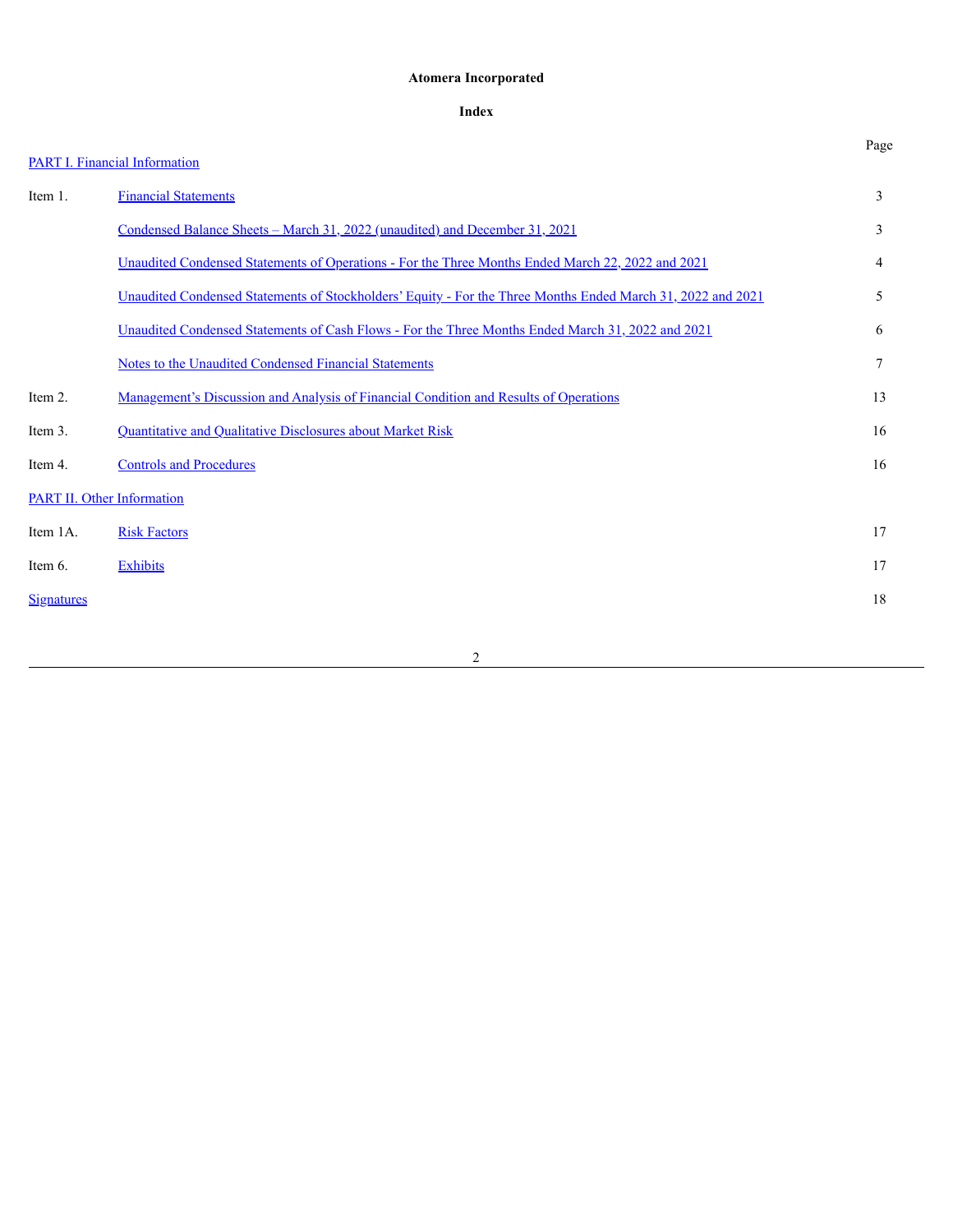**Atomera Incorporated**

**Index**

| | | Page |
|---|---|---|
| PART I. Financial Information | | |
| Item 1. | Financial Statements | 3 |
| | Condensed Balance Sheets – March 31, 2022 (unaudited) and December 31, 2021 | 3 |
| | Unaudited Condensed Statements of Operations - For the Three Months Ended March 22, 2022 and 2021 | 4 |
| | Unaudited Condensed Statements of Stockholders' Equity - For the Three Months Ended March 31, 2022 and 2021 | 5 |
| | Unaudited Condensed Statements of Cash Flows - For the Three Months Ended March 31, 2022 and 2021 | 6 |
| | Notes to the Unaudited Condensed Financial Statements | 7 |
| Item 2. | Management's Discussion and Analysis of Financial Condition and Results of Operations | 13 |
| Item 3. | Quantitative and Qualitative Disclosures about Market Risk | 16 |
| Item 4. | Controls and Procedures | 16 |
| PART II. Other Information | | |
| Item 1A. | Risk Factors | 17 |
| Item 6. | Exhibits | 17 |
| Signatures | | 18 |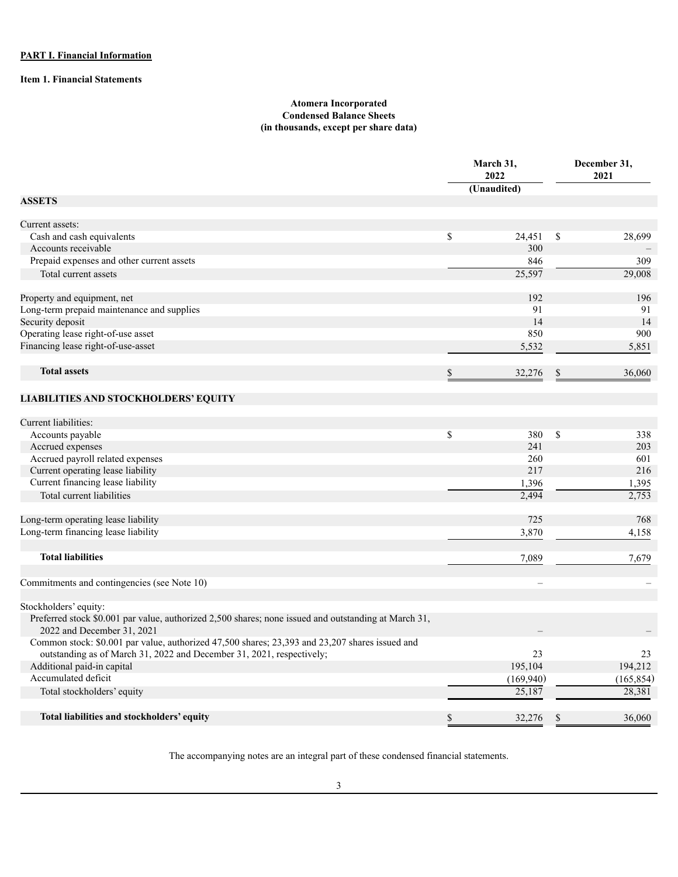**PART I. Financial Information**

**Item 1. Financial Statements**

**Atomera Incorporated**
**Condensed Balance Sheets**
**(in thousands, except per share data)**

| | March 31, 2022 (Unaudited) | December 31, 2021 |
|---|---|---|
| **ASSETS** | | |
| Current assets: | | |
| Cash and cash equivalents | $ 24,451 | $ 28,699 |
| Accounts receivable | 300 | – |
| Prepaid expenses and other current assets | 846 | 309 |
| Total current assets | 25,597 | 29,008 |
| Property and equipment, net | 192 | 196 |
| Long-term prepaid maintenance and supplies | 91 | 91 |
| Security deposit | 14 | 14 |
| Operating lease right-of-use asset | 850 | 900 |
| Financing lease right-of-use-asset | 5,532 | 5,851 |
| **Total assets** | $ 32,276 | $ 36,060 |
| **LIABILITIES AND STOCKHOLDERS' EQUITY** | | |
| Current liabilities: | | |
| Accounts payable | $ 380 | $ 338 |
| Accrued expenses | 241 | 203 |
| Accrued payroll related expenses | 260 | 601 |
| Current operating lease liability | 217 | 216 |
| Current financing lease liability | 1,396 | 1,395 |
| Total current liabilities | 2,494 | 2,753 |
| Long-term operating lease liability | 725 | 768 |
| Long-term financing lease liability | 3,870 | 4,158 |
| **Total liabilities** | 7,089 | 7,679 |
| Commitments and contingencies (see Note 10) | – | – |
| Stockholders' equity: | | |
| Preferred stock $0.001 par value, authorized 2,500 shares; none issued and outstanding at March 31, 2022 and December 31, 2021 | – | – |
| Common stock: $0.001 par value, authorized 47,500 shares; 23,393 and 23,207 shares issued and outstanding as of March 31, 2022 and December 31, 2021, respectively; | 23 | 23 |
| Additional paid-in capital | 195,104 | 194,212 |
| Accumulated deficit | (169,940) | (165,854) |
| Total stockholders' equity | 25,187 | 28,381 |
| **Total liabilities and stockholders' equity** | $ 32,276 | $ 36,060 |

The accompanying notes are an integral part of these condensed financial statements.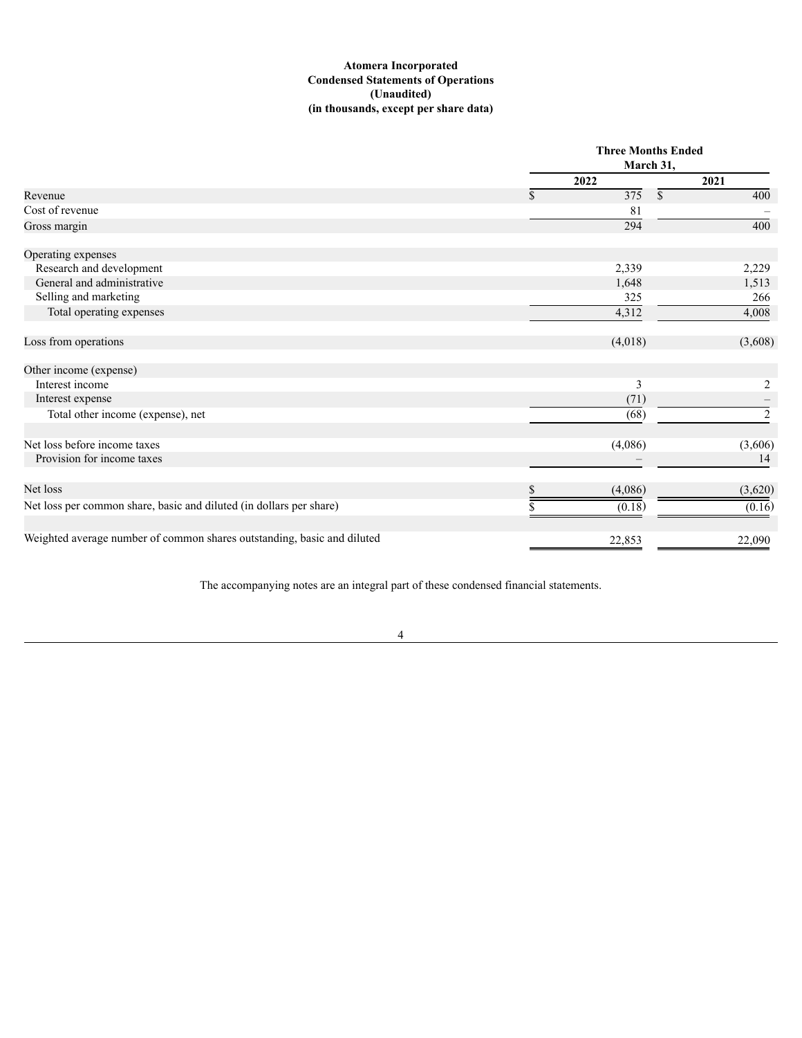**Atomera Incorporated**
**Condensed Statements of Operations**
**(Unaudited)**
**(in thousands, except per share data)**

| | Three Months Ended March 31, | |
|---|---|---|
| | 2022 | 2021 |
| Revenue | $ 375 | $ 400 |
| Cost of revenue | 81 | – |
| Gross margin | 294 | 400 |
| | | |
| Operating expenses | | |
| Research and development | 2,339 | 2,229 |
| General and administrative | 1,648 | 1,513 |
| Selling and marketing | 325 | 266 |
| Total operating expenses | 4,312 | 4,008 |
| | | |
| Loss from operations | (4,018) | (3,608) |
| | | |
| Other income (expense) | | |
| Interest income | 3 | 2 |
| Interest expense | (71) | – |
| Total other income (expense), net | (68) | 2 |
| | | |
| Net loss before income taxes | (4,086) | (3,606) |
| Provision for income taxes | – | 14 |
| | | |
| Net loss | $ (4,086) | (3,620) |
| Net loss per common share, basic and diluted (in dollars per share) | $ (0.18) | (0.16) |
| | | |
| Weighted average number of common shares outstanding, basic and diluted | 22,853 | 22,090 |

The accompanying notes are an integral part of these condensed financial statements.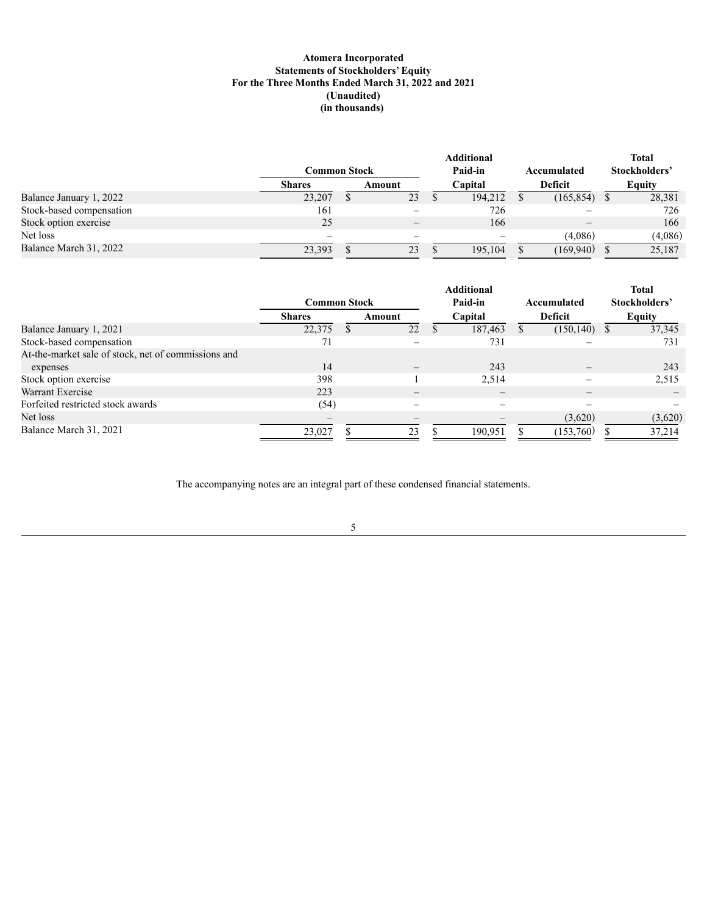**Atomera Incorporated**
**Statements of Stockholders' Equity**
**For the Three Months Ended March 31, 2022 and 2021**
**(Unaudited)**
**(in thousands)**

| | Common Stock | | Additional Paid-in | Accumulated | Total Stockholders' |
|---|---|---|---|---|---|
| | Shares | Amount | Capital | Deficit | Equity |
| Balance January 1, 2022 | 23,207 | $ 23 | $ 194,212 | $ (165,854) | $ 28,381 |
| Stock-based compensation | 161 | – | 726 | – | 726 |
| Stock option exercise | 25 | – | 166 | – | 166 |
| Net loss | – | – | – | (4,086) | (4,086) |
| Balance March 31, 2022 | 23,393 | $ 23 | $ 195,104 | $ (169,940) | $ 25,187 |

| | Common Stock | | Additional Paid-in | Accumulated | Total Stockholders' |
|---|---|---|---|---|---|
| | Shares | Amount | Capital | Deficit | Equity |
| Balance January 1, 2021 | 22,375 | $ 22 | $ 187,463 | $ (150,140) | $ 37,345 |
| Stock-based compensation | 71 | – | 731 | – | 731 |
| At-the-market sale of stock, net of commissions and expenses | 14 | – | 243 | – | 243 |
| Stock option exercise | 398 | 1 | 2,514 | – | 2,515 |
| Warrant Exercise | 223 | – | – | – | – |
| Forfeited restricted stock awards | (54) | – | – | – | – |
| Net loss | – | – | – | (3,620) | (3,620) |
| Balance March 31, 2021 | 23,027 | $ 23 | $ 190,951 | $ (153,760) | $ 37,214 |

The accompanying notes are an integral part of these condensed financial statements.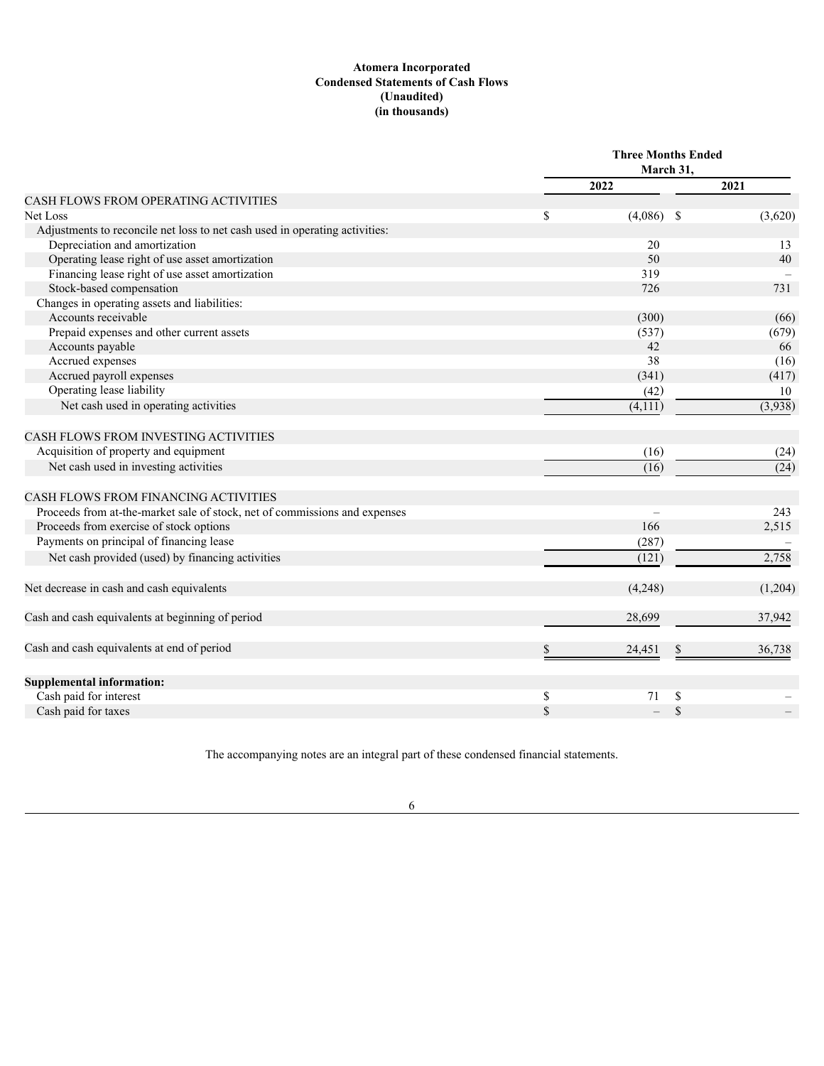**Atomera Incorporated**
**Condensed Statements of Cash Flows**
**(Unaudited)**
**(in thousands)**

| | Three Months Ended March 31, | |
|---|---|---|
| | 2022 | 2021 |
| CASH FLOWS FROM OPERATING ACTIVITIES | | |
| Net Loss | $ (4,086) | $ (3,620) |
| Adjustments to reconcile net loss to net cash used in operating activities: | | |
| Depreciation and amortization | 20 | 13 |
| Operating lease right of use asset amortization | 50 | 40 |
| Financing lease right of use asset amortization | 319 | – |
| Stock-based compensation | 726 | 731 |
| Changes in operating assets and liabilities: | | |
| Accounts receivable | (300) | (66) |
| Prepaid expenses and other current assets | (537) | (679) |
| Accounts payable | 42 | 66 |
| Accrued expenses | 38 | (16) |
| Accrued payroll expenses | (341) | (417) |
| Operating lease liability | (42) | 10 |
| Net cash used in operating activities | (4,111) | (3,938) |
| | | |
| CASH FLOWS FROM INVESTING ACTIVITIES | | |
| Acquisition of property and equipment | (16) | (24) |
| Net cash used in investing activities | (16) | (24) |
| | | |
| CASH FLOWS FROM FINANCING ACTIVITIES | | |
| Proceeds from at-the-market sale of stock, net of commissions and expenses | – | 243 |
| Proceeds from exercise of stock options | 166 | 2,515 |
| Payments on principal of financing lease | (287) | – |
| Net cash provided (used) by financing activities | (121) | 2,758 |
| | | |
| Net decrease in cash and cash equivalents | (4,248) | (1,204) |
| | | |
| Cash and cash equivalents at beginning of period | 28,699 | 37,942 |
| | | |
| Cash and cash equivalents at end of period | $ 24,451 | $ 36,738 |
| | | |
| **Supplemental information:** | | |
| Cash paid for interest | $ 71 | $ – |
| Cash paid for taxes | $ – | $ – |

The accompanying notes are an integral part of these condensed financial statements.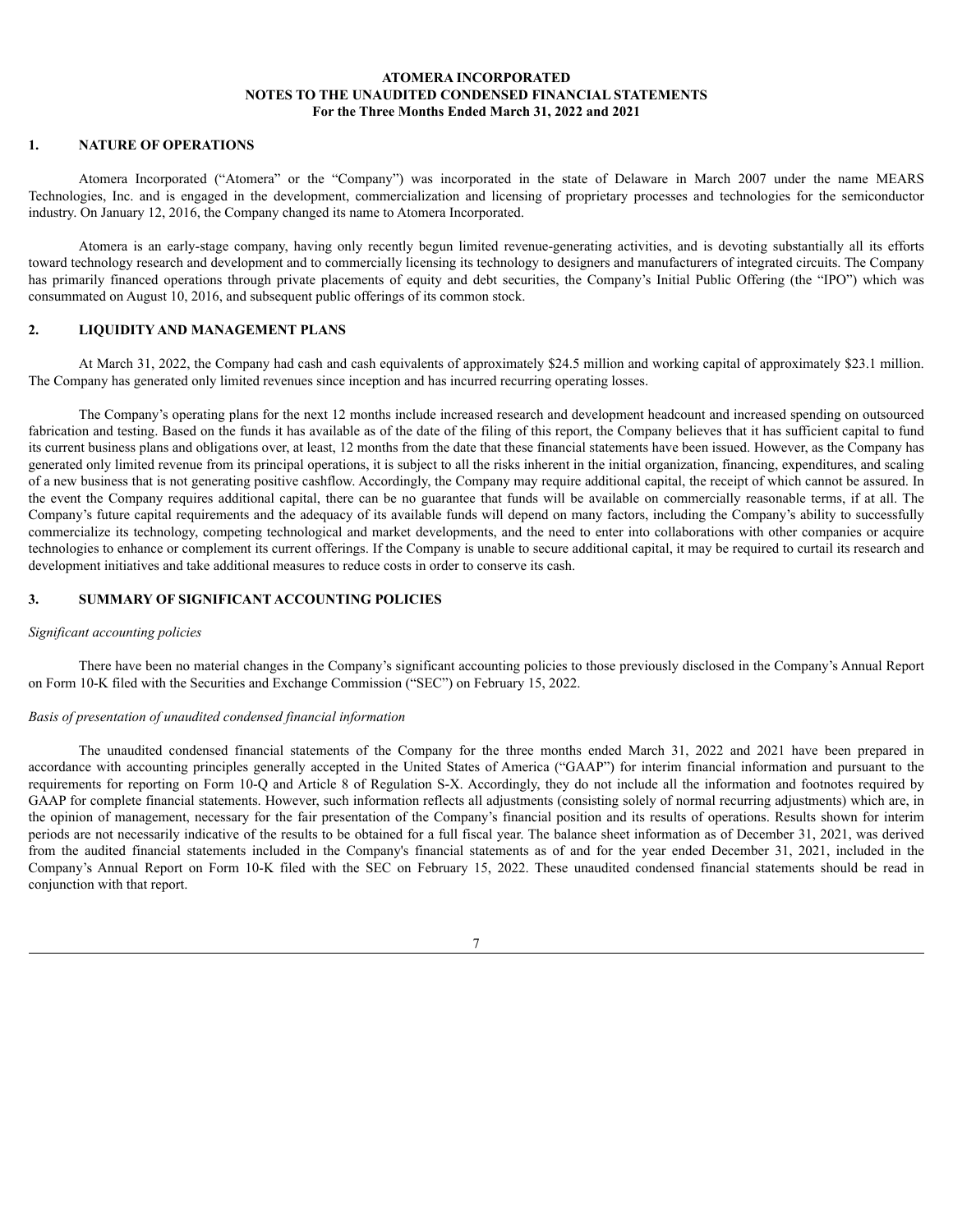**ATOMERA INCORPORATED**
**NOTES TO THE UNAUDITED CONDENSED FINANCIAL STATEMENTS**
**For the Three Months Ended March 31, 2022 and 2021**

## 1. NATURE OF OPERATIONS

Atomera Incorporated ("Atomera" or the "Company") was incorporated in the state of Delaware in March 2007 under the name MEARS Technologies, Inc. and is engaged in the development, commercialization and licensing of proprietary processes and technologies for the semiconductor industry. On January 12, 2016, the Company changed its name to Atomera Incorporated.

Atomera is an early-stage company, having only recently begun limited revenue-generating activities, and is devoting substantially all its efforts toward technology research and development and to commercially licensing its technology to designers and manufacturers of integrated circuits. The Company has primarily financed operations through private placements of equity and debt securities, the Company's Initial Public Offering (the "IPO") which was consummated on August 10, 2016, and subsequent public offerings of its common stock.

## 2. LIQUIDITY AND MANAGEMENT PLANS

At March 31, 2022, the Company had cash and cash equivalents of approximately $24.5 million and working capital of approximately $23.1 million. The Company has generated only limited revenues since inception and has incurred recurring operating losses.

The Company's operating plans for the next 12 months include increased research and development headcount and increased spending on outsourced fabrication and testing. Based on the funds it has available as of the date of the filing of this report, the Company believes that it has sufficient capital to fund its current business plans and obligations over, at least, 12 months from the date that these financial statements have been issued. However, as the Company has generated only limited revenue from its principal operations, it is subject to all the risks inherent in the initial organization, financing, expenditures, and scaling of a new business that is not generating positive cashflow. Accordingly, the Company may require additional capital, the receipt of which cannot be assured. In the event the Company requires additional capital, there can be no guarantee that funds will be available on commercially reasonable terms, if at all. The Company's future capital requirements and the adequacy of its available funds will depend on many factors, including the Company's ability to successfully commercialize its technology, competing technological and market developments, and the need to enter into collaborations with other companies or acquire technologies to enhance or complement its current offerings. If the Company is unable to secure additional capital, it may be required to curtail its research and development initiatives and take additional measures to reduce costs in order to conserve its cash.

## 3. SUMMARY OF SIGNIFICANT ACCOUNTING POLICIES

*Significant accounting policies*

There have been no material changes in the Company's significant accounting policies to those previously disclosed in the Company's Annual Report on Form 10-K filed with the Securities and Exchange Commission ("SEC") on February 15, 2022.

*Basis of presentation of unaudited condensed financial information*

The unaudited condensed financial statements of the Company for the three months ended March 31, 2022 and 2021 have been prepared in accordance with accounting principles generally accepted in the United States of America ("GAAP") for interim financial information and pursuant to the requirements for reporting on Form 10-Q and Article 8 of Regulation S-X. Accordingly, they do not include all the information and footnotes required by GAAP for complete financial statements. However, such information reflects all adjustments (consisting solely of normal recurring adjustments) which are, in the opinion of management, necessary for the fair presentation of the Company's financial position and its results of operations. Results shown for interim periods are not necessarily indicative of the results to be obtained for a full fiscal year. The balance sheet information as of December 31, 2021, was derived from the audited financial statements included in the Company's financial statements as of and for the year ended December 31, 2021, included in the Company's Annual Report on Form 10-K filed with the SEC on February 15, 2022. These unaudited condensed financial statements should be read in conjunction with that report.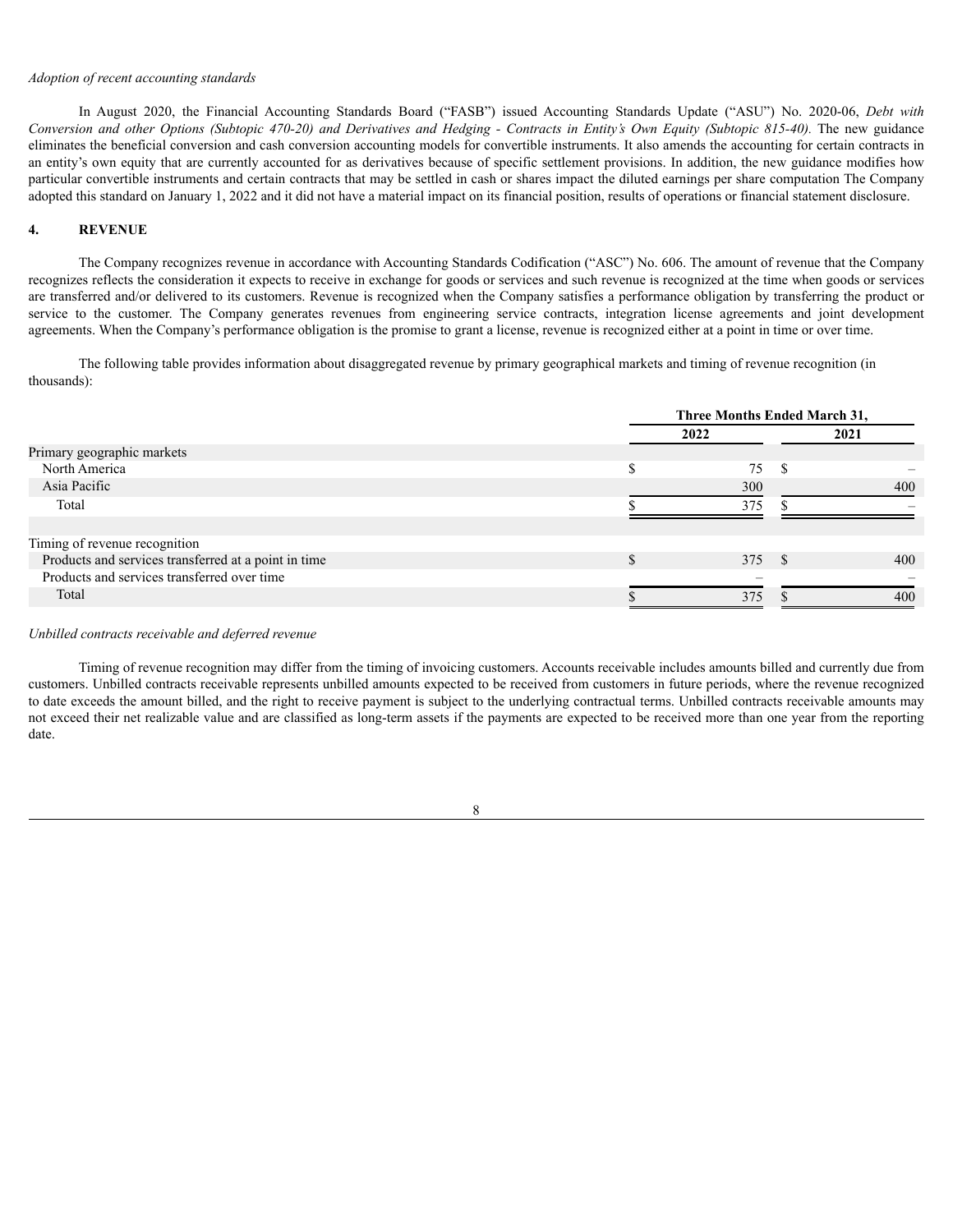*Adoption of recent accounting standards*

In August 2020, the Financial Accounting Standards Board ("FASB") issued Accounting Standards Update ("ASU") No. 2020-06, *Debt with Conversion and other Options (Subtopic 470-20) and Derivatives and Hedging - Contracts in Entity's Own Equity (Subtopic 815-40).* The new guidance eliminates the beneficial conversion and cash conversion accounting models for convertible instruments. It also amends the accounting for certain contracts in an entity's own equity that are currently accounted for as derivatives because of specific settlement provisions. In addition, the new guidance modifies how particular convertible instruments and certain contracts that may be settled in cash or shares impact the diluted earnings per share computation The Company adopted this standard on January 1, 2022 and it did not have a material impact on its financial position, results of operations or financial statement disclosure.

## 4. REVENUE

The Company recognizes revenue in accordance with Accounting Standards Codification ("ASC") No. 606. The amount of revenue that the Company recognizes reflects the consideration it expects to receive in exchange for goods or services and such revenue is recognized at the time when goods or services are transferred and/or delivered to its customers. Revenue is recognized when the Company satisfies a performance obligation by transferring the product or service to the customer. The Company generates revenues from engineering service contracts, integration license agreements and joint development agreements. When the Company's performance obligation is the promise to grant a license, revenue is recognized either at a point in time or over time.

The following table provides information about disaggregated revenue by primary geographical markets and timing of revenue recognition (in thousands):

| | Three Months Ended March 31, | |
|---|---|---|
| | 2022 | 2021 |
| Primary geographic markets | | |
| North America | $ 75 | $ – |
| Asia Pacific | 300 | 400 |
| Total | $ 375 | $ – |
| | | |
| Timing of revenue recognition | | |
| Products and services transferred at a point in time | $ 375 | $ 400 |
| Products and services transferred over time | – | – |
| Total | $ 375 | $ 400 |

*Unbilled contracts receivable and deferred revenue*

Timing of revenue recognition may differ from the timing of invoicing customers. Accounts receivable includes amounts billed and currently due from customers. Unbilled contracts receivable represents unbilled amounts expected to be received from customers in future periods, where the revenue recognized to date exceeds the amount billed, and the right to receive payment is subject to the underlying contractual terms. Unbilled contracts receivable amounts may not exceed their net realizable value and are classified as long-term assets if the payments are expected to be received more than one year from the reporting date.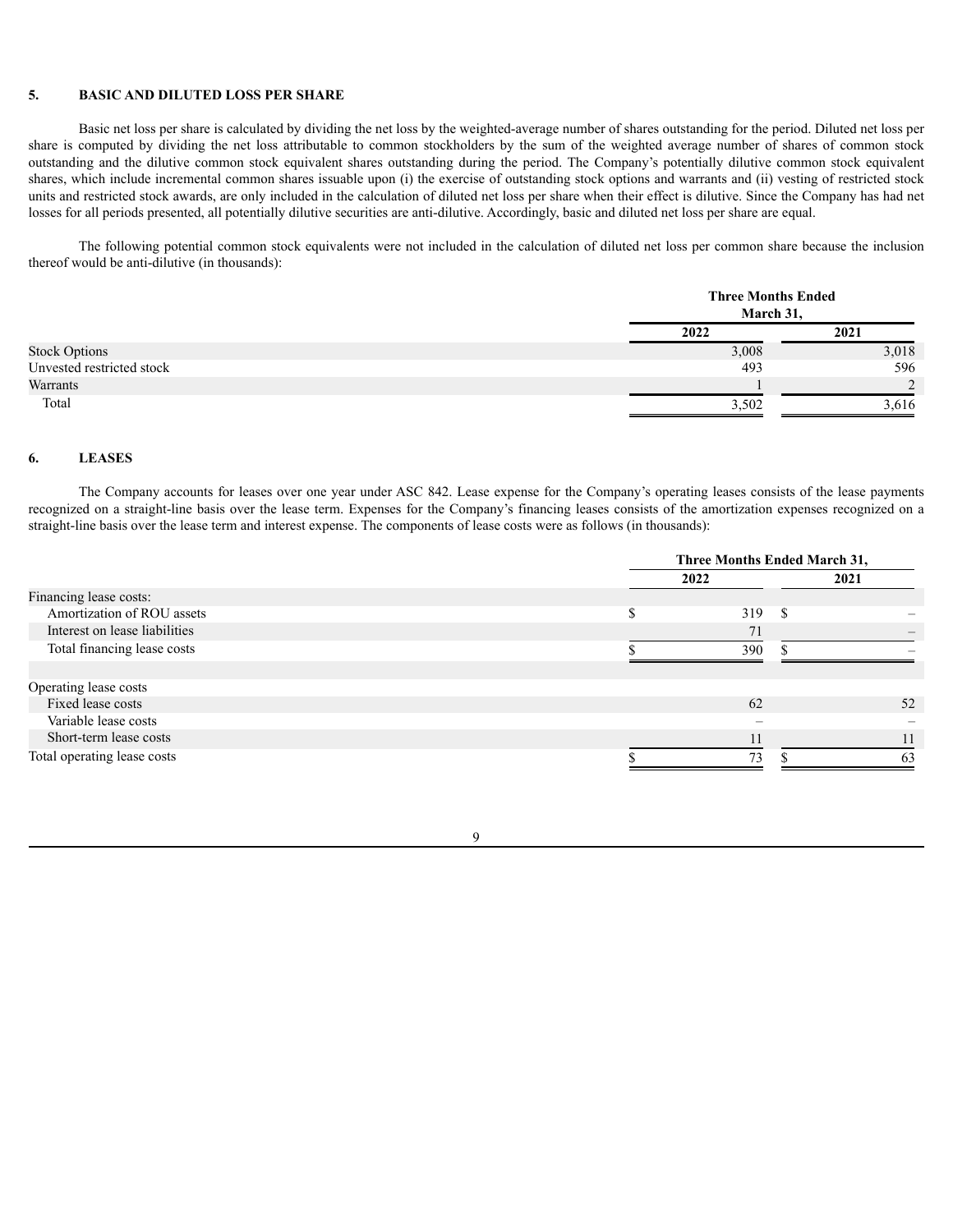## 5. BASIC AND DILUTED LOSS PER SHARE

Basic net loss per share is calculated by dividing the net loss by the weighted-average number of shares outstanding for the period. Diluted net loss per share is computed by dividing the net loss attributable to common stockholders by the sum of the weighted average number of shares of common stock outstanding and the dilutive common stock equivalent shares outstanding during the period. The Company's potentially dilutive common stock equivalent shares, which include incremental common shares issuable upon (i) the exercise of outstanding stock options and warrants and (ii) vesting of restricted stock units and restricted stock awards, are only included in the calculation of diluted net loss per share when their effect is dilutive. Since the Company has had net losses for all periods presented, all potentially dilutive securities are anti-dilutive. Accordingly, basic and diluted net loss per share are equal.

The following potential common stock equivalents were not included in the calculation of diluted net loss per common share because the inclusion thereof would be anti-dilutive (in thousands):

| | Three Months Ended March 31, | |
|---|---|---|
| | 2022 | 2021 |
| Stock Options | 3,008 | 3,018 |
| Unvested restricted stock | 493 | 596 |
| Warrants | 1 | 2 |
| Total | 3,502 | 3,616 |

## 6. LEASES

The Company accounts for leases over one year under ASC 842. Lease expense for the Company's operating leases consists of the lease payments recognized on a straight-line basis over the lease term. Expenses for the Company's financing leases consists of the amortization expenses recognized on a straight-line basis over the lease term and interest expense. The components of lease costs were as follows (in thousands):

| | Three Months Ended March 31, | |
|---|---|---|
| | 2022 | 2021 |
| Financing lease costs: | | |
| Amortization of ROU assets | $ 319 | $ – |
| Interest on lease liabilities | 71 | – |
| Total financing lease costs | $ 390 | $ – |
| | | |
| Operating lease costs | | |
| Fixed lease costs | 62 | 52 |
| Variable lease costs | – | – |
| Short-term lease costs | 11 | 11 |
| Total operating lease costs | $ 73 | $ 63 |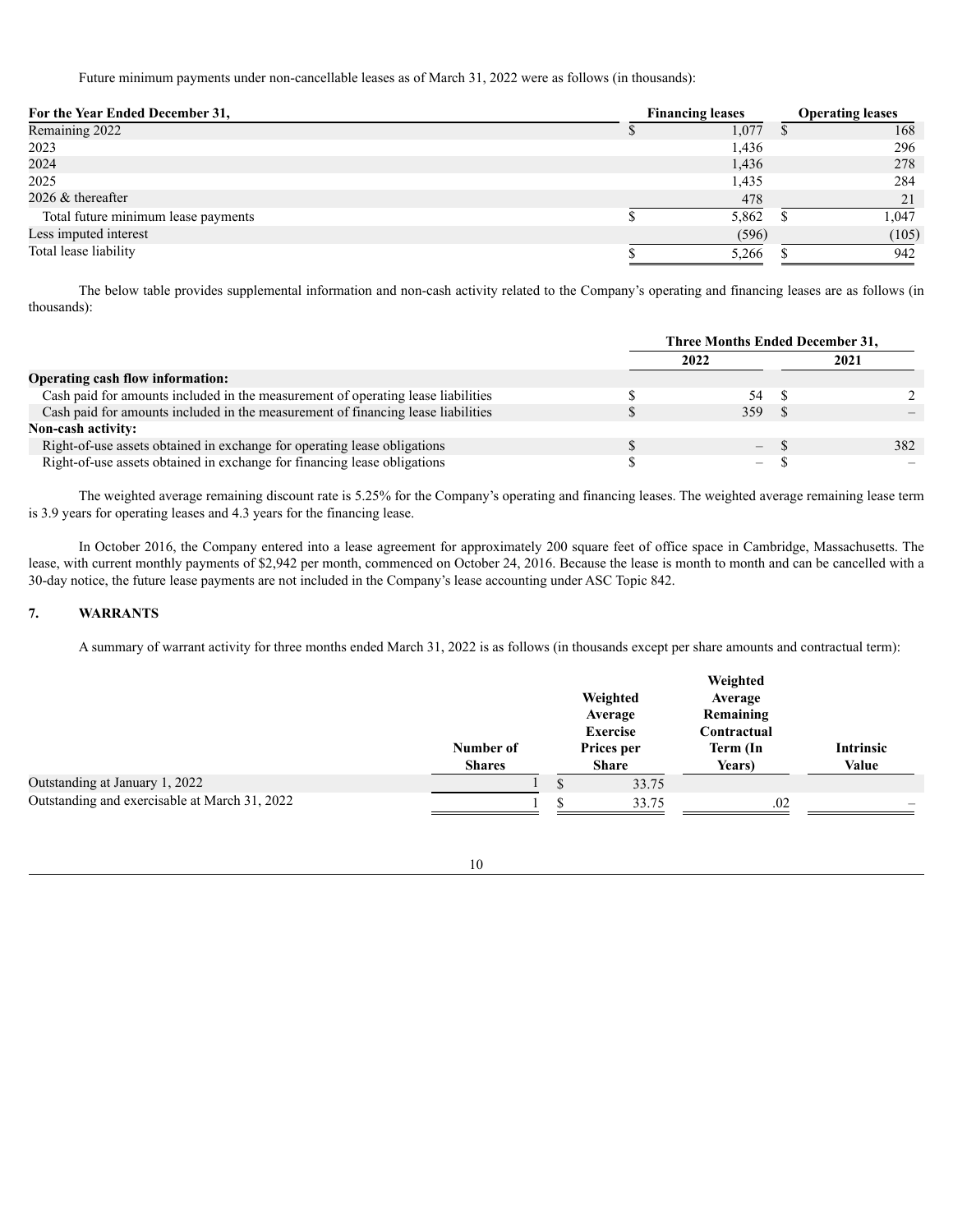Future minimum payments under non-cancellable leases as of March 31, 2022 were as follows (in thousands):

| For the Year Ended December 31, | Financing leases | Operating leases |
|---|---|---|
| Remaining 2022 | $ 1,077 | $ 168 |
| 2023 | 1,436 | 296 |
| 2024 | 1,436 | 278 |
| 2025 | 1,435 | 284 |
| 2026 & thereafter | 478 | 21 |
| Total future minimum lease payments | $ 5,862 | $ 1,047 |
| Less imputed interest | (596) | (105) |
| Total lease liability | $ 5,266 | $ 942 |

The below table provides supplemental information and non-cash activity related to the Company's operating and financing leases are as follows (in thousands):

| | Three Months Ended December 31, | |
|---|---|---|
| | 2022 | 2021 |
| **Operating cash flow information:** | | |
| Cash paid for amounts included in the measurement of operating lease liabilities | $ 54 | $ 2 |
| Cash paid for amounts included in the measurement of financing lease liabilities | $ 359 | $ – |
| **Non-cash activity:** | | |
| Right-of-use assets obtained in exchange for operating lease obligations | $ – | $ 382 |
| Right-of-use assets obtained in exchange for financing lease obligations | $ – | $ – |

The weighted average remaining discount rate is 5.25% for the Company's operating and financing leases. The weighted average remaining lease term is 3.9 years for operating leases and 4.3 years for the financing lease.

In October 2016, the Company entered into a lease agreement for approximately 200 square feet of office space in Cambridge, Massachusetts. The lease, with current monthly payments of $2,942 per month, commenced on October 24, 2016. Because the lease is month to month and can be cancelled with a 30-day notice, the future lease payments are not included in the Company's lease accounting under ASC Topic 842.

## 7. WARRANTS

A summary of warrant activity for three months ended March 31, 2022 is as follows (in thousands except per share amounts and contractual term):

| | Number of Shares | Weighted Average Exercise Prices per Share | Weighted Average Remaining Contractual Term (In Years) | Intrinsic Value |
|---|---|---|---|---|
| Outstanding at January 1, 2022 | 1 | $ 33.75 | | |
| Outstanding and exercisable at March 31, 2022 | 1 | $ 33.75 | .02 | – |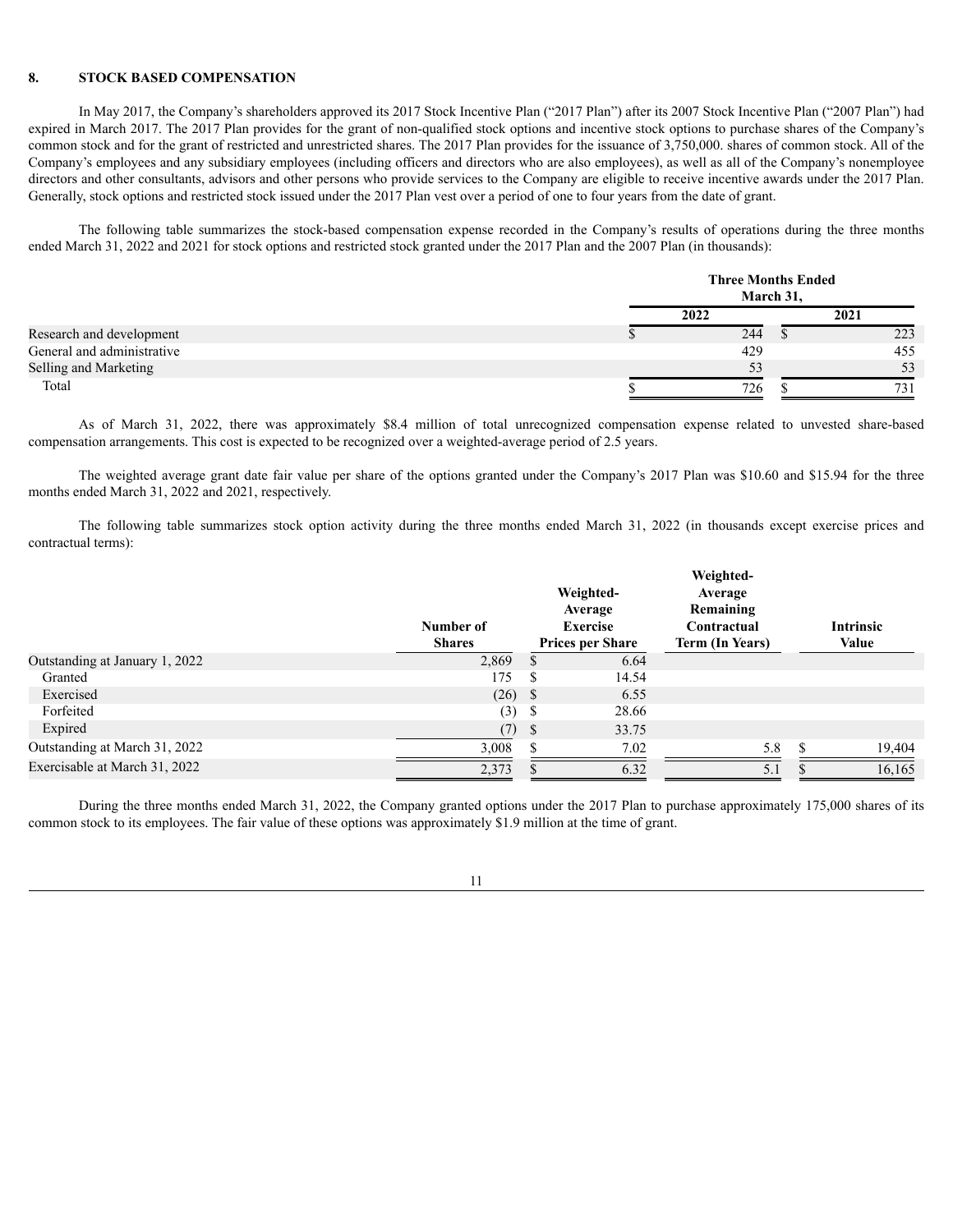## 8. STOCK BASED COMPENSATION

In May 2017, the Company's shareholders approved its 2017 Stock Incentive Plan ("2017 Plan") after its 2007 Stock Incentive Plan ("2007 Plan") had expired in March 2017. The 2017 Plan provides for the grant of non-qualified stock options and incentive stock options to purchase shares of the Company's common stock and for the grant of restricted and unrestricted shares. The 2017 Plan provides for the issuance of 3,750,000. shares of common stock. All of the Company's employees and any subsidiary employees (including officers and directors who are also employees), as well as all of the Company's nonemployee directors and other consultants, advisors and other persons who provide services to the Company are eligible to receive incentive awards under the 2017 Plan. Generally, stock options and restricted stock issued under the 2017 Plan vest over a period of one to four years from the date of grant.

The following table summarizes the stock-based compensation expense recorded in the Company's results of operations during the three months ended March 31, 2022 and 2021 for stock options and restricted stock granted under the 2017 Plan and the 2007 Plan (in thousands):

| | Three Months Ended March 31, | |
|---|---|---|
| | 2022 | 2021 |
| Research and development | $ 244 | $ 223 |
| General and administrative | 429 | 455 |
| Selling and Marketing | 53 | 53 |
| Total | $ 726 | $ 731 |

As of March 31, 2022, there was approximately $8.4 million of total unrecognized compensation expense related to unvested share-based compensation arrangements. This cost is expected to be recognized over a weighted-average period of 2.5 years.

The weighted average grant date fair value per share of the options granted under the Company's 2017 Plan was $10.60 and $15.94 for the three months ended March 31, 2022 and 2021, respectively.

The following table summarizes stock option activity during the three months ended March 31, 2022 (in thousands except exercise prices and contractual terms):

| | Number of Shares | Weighted-Average Exercise Prices per Share | Weighted-Average Remaining Contractual Term (In Years) | Intrinsic Value |
|---|---|---|---|---|
| Outstanding at January 1, 2022 | 2,869 | $ 6.64 | | |
| Granted | 175 | $ 14.54 | | |
| Exercised | (26) | $ 6.55 | | |
| Forfeited | (3) | $ 28.66 | | |
| Expired | (7) | $ 33.75 | | |
| Outstanding at March 31, 2022 | 3,008 | $ 7.02 | 5.8 | $ 19,404 |
| Exercisable at March 31, 2022 | 2,373 | $ 6.32 | 5.1 | $ 16,165 |

During the three months ended March 31, 2022, the Company granted options under the 2017 Plan to purchase approximately 175,000 shares of its common stock to its employees. The fair value of these options was approximately $1.9 million at the time of grant.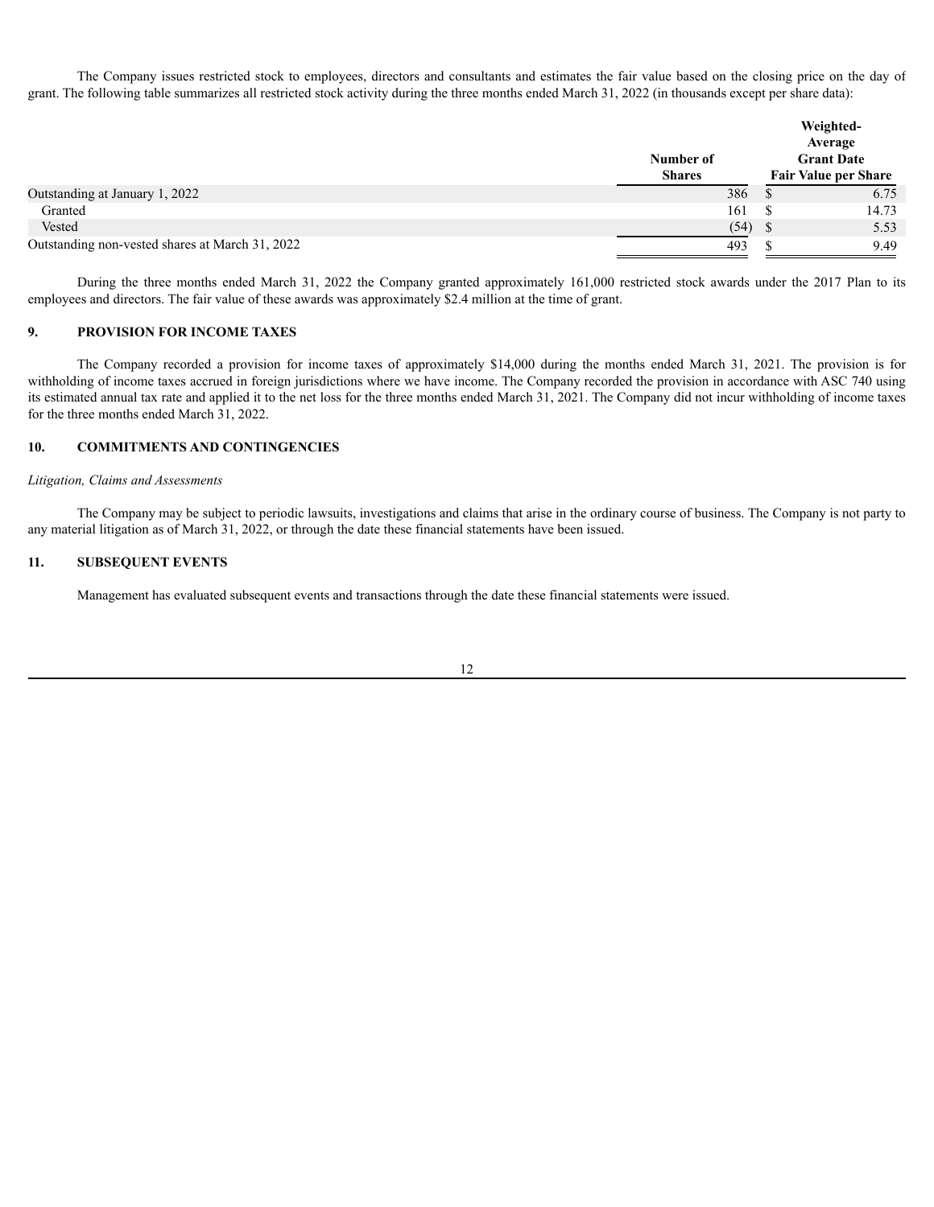The Company issues restricted stock to employees, directors and consultants and estimates the fair value based on the closing price on the day of grant. The following table summarizes all restricted stock activity during the three months ended March 31, 2022 (in thousands except per share data):

| | Number of Shares | Weighted-Average Grant Date Fair Value per Share |
|---|---|---|
| Outstanding at January 1, 2022 | 386 | $ 6.75 |
| Granted | 161 | $ 14.73 |
| Vested | (54) | $ 5.53 |
| Outstanding non-vested shares at March 31, 2022 | 493 | $ 9.49 |

During the three months ended March 31, 2022 the Company granted approximately 161,000 restricted stock awards under the 2017 Plan to its employees and directors. The fair value of these awards was approximately $2.4 million at the time of grant.

## 9. PROVISION FOR INCOME TAXES

The Company recorded a provision for income taxes of approximately $14,000 during the months ended March 31, 2021. The provision is for withholding of income taxes accrued in foreign jurisdictions where we have income. The Company recorded the provision in accordance with ASC 740 using its estimated annual tax rate and applied it to the net loss for the three months ended March 31, 2021. The Company did not incur withholding of income taxes for the three months ended March 31, 2022.

## 10. COMMITMENTS AND CONTINGENCIES

*Litigation, Claims and Assessments*

The Company may be subject to periodic lawsuits, investigations and claims that arise in the ordinary course of business. The Company is not party to any material litigation as of March 31, 2022, or through the date these financial statements have been issued.

## 11. SUBSEQUENT EVENTS

Management has evaluated subsequent events and transactions through the date these financial statements were issued.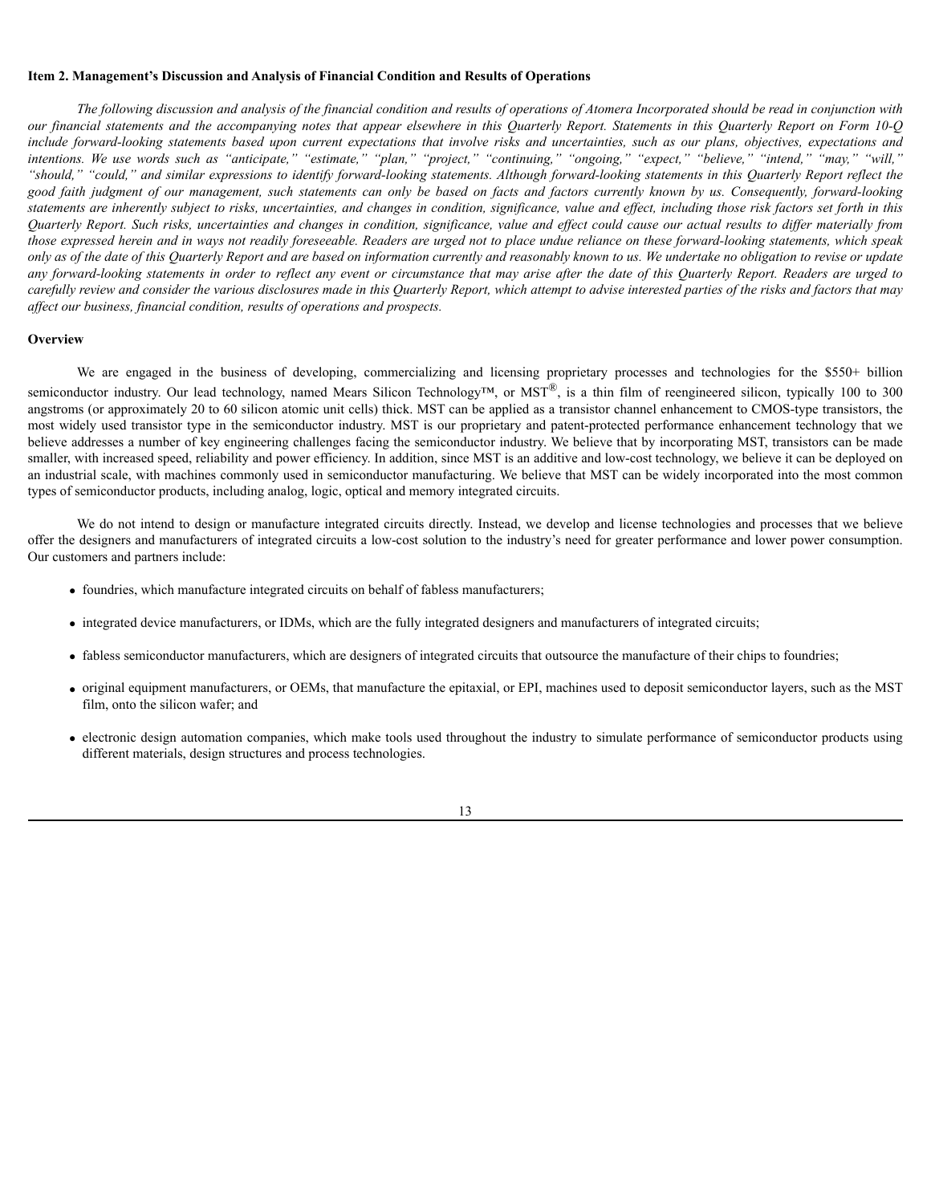**Item 2. Management's Discussion and Analysis of Financial Condition and Results of Operations**

*The following discussion and analysis of the financial condition and results of operations of Atomera Incorporated should be read in conjunction with our financial statements and the accompanying notes that appear elsewhere in this Quarterly Report. Statements in this Quarterly Report on Form 10-Q include forward-looking statements based upon current expectations that involve risks and uncertainties, such as our plans, objectives, expectations and intentions. We use words such as "anticipate," "estimate," "plan," "project," "continuing," "ongoing," "expect," "believe," "intend," "may," "will," "should," "could," and similar expressions to identify forward-looking statements. Although forward-looking statements in this Quarterly Report reflect the good faith judgment of our management, such statements can only be based on facts and factors currently known by us. Consequently, forward-looking statements are inherently subject to risks, uncertainties, and changes in condition, significance, value and effect, including those risk factors set forth in this Quarterly Report. Such risks, uncertainties and changes in condition, significance, value and effect could cause our actual results to differ materially from those expressed herein and in ways not readily foreseeable. Readers are urged not to place undue reliance on these forward-looking statements, which speak only as of the date of this Quarterly Report and are based on information currently and reasonably known to us. We undertake no obligation to revise or update any forward-looking statements in order to reflect any event or circumstance that may arise after the date of this Quarterly Report. Readers are urged to carefully review and consider the various disclosures made in this Quarterly Report, which attempt to advise interested parties of the risks and factors that may affect our business, financial condition, results of operations and prospects.*

**Overview**

We are engaged in the business of developing, commercializing and licensing proprietary processes and technologies for the $550+ billion semiconductor industry. Our lead technology, named Mears Silicon Technology™, or MST®, is a thin film of reengineered silicon, typically 100 to 300 angstroms (or approximately 20 to 60 silicon atomic unit cells) thick. MST can be applied as a transistor channel enhancement to CMOS-type transistors, the most widely used transistor type in the semiconductor industry. MST is our proprietary and patent-protected performance enhancement technology that we believe addresses a number of key engineering challenges facing the semiconductor industry. We believe that by incorporating MST, transistors can be made smaller, with increased speed, reliability and power efficiency. In addition, since MST is an additive and low-cost technology, we believe it can be deployed on an industrial scale, with machines commonly used in semiconductor manufacturing. We believe that MST can be widely incorporated into the most common types of semiconductor products, including analog, logic, optical and memory integrated circuits.

We do not intend to design or manufacture integrated circuits directly. Instead, we develop and license technologies and processes that we believe offer the designers and manufacturers of integrated circuits a low-cost solution to the industry's need for greater performance and lower power consumption. Our customers and partners include:

- foundries, which manufacture integrated circuits on behalf of fabless manufacturers;
- integrated device manufacturers, or IDMs, which are the fully integrated designers and manufacturers of integrated circuits;
- fabless semiconductor manufacturers, which are designers of integrated circuits that outsource the manufacture of their chips to foundries;
- original equipment manufacturers, or OEMs, that manufacture the epitaxial, or EPI, machines used to deposit semiconductor layers, such as the MST film, onto the silicon wafer; and
- electronic design automation companies, which make tools used throughout the industry to simulate performance of semiconductor products using different materials, design structures and process technologies.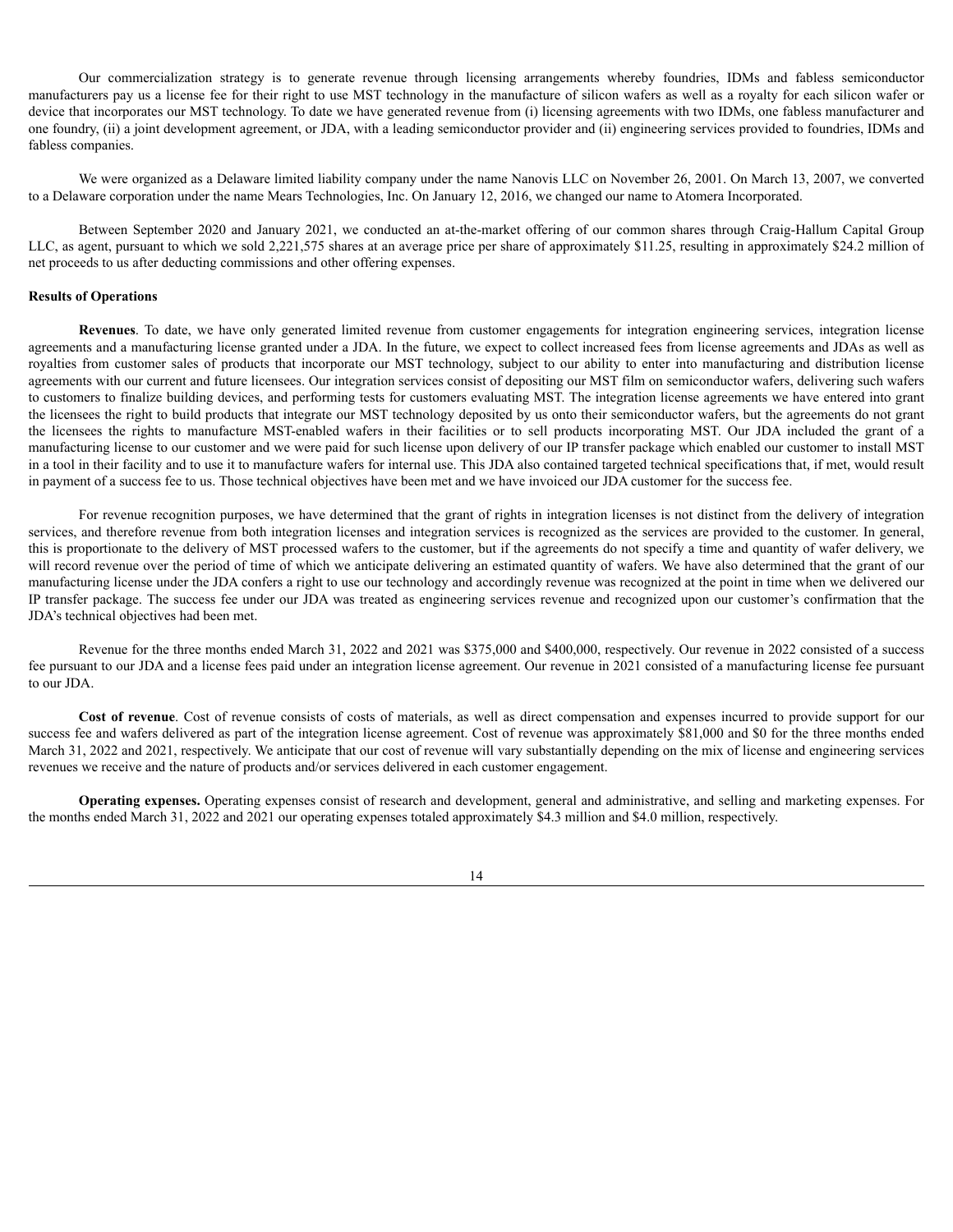Our commercialization strategy is to generate revenue through licensing arrangements whereby foundries, IDMs and fabless semiconductor manufacturers pay us a license fee for their right to use MST technology in the manufacture of silicon wafers as well as a royalty for each silicon wafer or device that incorporates our MST technology. To date we have generated revenue from (i) licensing agreements with two IDMs, one fabless manufacturer and one foundry, (ii) a joint development agreement, or JDA, with a leading semiconductor provider and (ii) engineering services provided to foundries, IDMs and fabless companies.

We were organized as a Delaware limited liability company under the name Nanovis LLC on November 26, 2001. On March 13, 2007, we converted to a Delaware corporation under the name Mears Technologies, Inc. On January 12, 2016, we changed our name to Atomera Incorporated.

Between September 2020 and January 2021, we conducted an at-the-market offering of our common shares through Craig-Hallum Capital Group LLC, as agent, pursuant to which we sold 2,221,575 shares at an average price per share of approximately $11.25, resulting in approximately $24.2 million of net proceeds to us after deducting commissions and other offering expenses.

**Results of Operations**

**Revenues**. To date, we have only generated limited revenue from customer engagements for integration engineering services, integration license agreements and a manufacturing license granted under a JDA. In the future, we expect to collect increased fees from license agreements and JDAs as well as royalties from customer sales of products that incorporate our MST technology, subject to our ability to enter into manufacturing and distribution license agreements with our current and future licensees. Our integration services consist of depositing our MST film on semiconductor wafers, delivering such wafers to customers to finalize building devices, and performing tests for customers evaluating MST. The integration license agreements we have entered into grant the licensees the right to build products that integrate our MST technology deposited by us onto their semiconductor wafers, but the agreements do not grant the licensees the rights to manufacture MST-enabled wafers in their facilities or to sell products incorporating MST. Our JDA included the grant of a manufacturing license to our customer and we were paid for such license upon delivery of our IP transfer package which enabled our customer to install MST in a tool in their facility and to use it to manufacture wafers for internal use. This JDA also contained targeted technical specifications that, if met, would result in payment of a success fee to us. Those technical objectives have been met and we have invoiced our JDA customer for the success fee.

For revenue recognition purposes, we have determined that the grant of rights in integration licenses is not distinct from the delivery of integration services, and therefore revenue from both integration licenses and integration services is recognized as the services are provided to the customer. In general, this is proportionate to the delivery of MST processed wafers to the customer, but if the agreements do not specify a time and quantity of wafer delivery, we will record revenue over the period of time of which we anticipate delivering an estimated quantity of wafers. We have also determined that the grant of our manufacturing license under the JDA confers a right to use our technology and accordingly revenue was recognized at the point in time when we delivered our IP transfer package. The success fee under our JDA was treated as engineering services revenue and recognized upon our customer's confirmation that the JDA's technical objectives had been met.

Revenue for the three months ended March 31, 2022 and 2021 was $375,000 and $400,000, respectively. Our revenue in 2022 consisted of a success fee pursuant to our JDA and a license fees paid under an integration license agreement. Our revenue in 2021 consisted of a manufacturing license fee pursuant to our JDA.

**Cost of revenue**. Cost of revenue consists of costs of materials, as well as direct compensation and expenses incurred to provide support for our success fee and wafers delivered as part of the integration license agreement. Cost of revenue was approximately $81,000 and $0 for the three months ended March 31, 2022 and 2021, respectively. We anticipate that our cost of revenue will vary substantially depending on the mix of license and engineering services revenues we receive and the nature of products and/or services delivered in each customer engagement.

**Operating expenses.** Operating expenses consist of research and development, general and administrative, and selling and marketing expenses. For the months ended March 31, 2022 and 2021 our operating expenses totaled approximately $4.3 million and $4.0 million, respectively.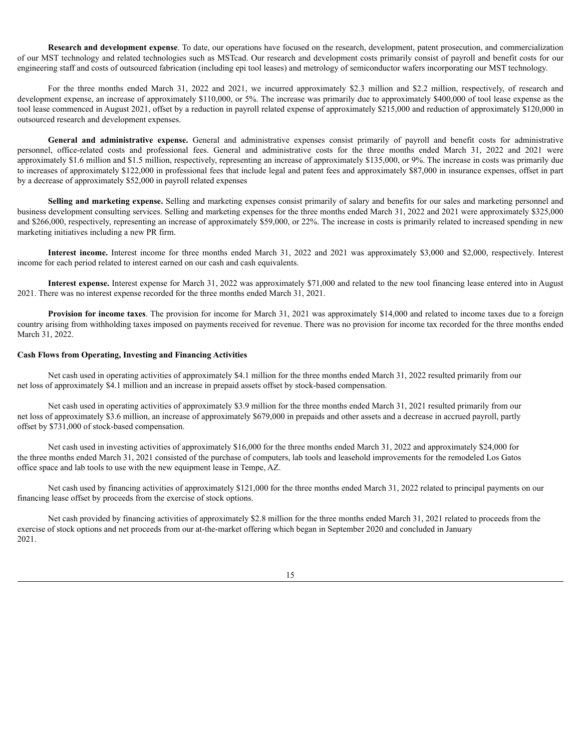**Research and development expense**. To date, our operations have focused on the research, development, patent prosecution, and commercialization of our MST technology and related technologies such as MSTcad. Our research and development costs primarily consist of payroll and benefit costs for our engineering staff and costs of outsourced fabrication (including epi tool leases) and metrology of semiconductor wafers incorporating our MST technology.

For the three months ended March 31, 2022 and 2021, we incurred approximately $2.3 million and $2.2 million, respectively, of research and development expense, an increase of approximately $110,000, or 5%. The increase was primarily due to approximately $400,000 of tool lease expense as the tool lease commenced in August 2021, offset by a reduction in payroll related expense of approximately $215,000 and reduction of approximately $120,000 in outsourced research and development expenses.

**General and administrative expense.** General and administrative expenses consist primarily of payroll and benefit costs for administrative personnel, office-related costs and professional fees. General and administrative costs for the three months ended March 31, 2022 and 2021 were approximately $1.6 million and $1.5 million, respectively, representing an increase of approximately $135,000, or 9%. The increase in costs was primarily due to increases of approximately $122,000 in professional fees that include legal and patent fees and approximately $87,000 in insurance expenses, offset in part by a decrease of approximately $52,000 in payroll related expenses

**Selling and marketing expense.** Selling and marketing expenses consist primarily of salary and benefits for our sales and marketing personnel and business development consulting services. Selling and marketing expenses for the three months ended March 31, 2022 and 2021 were approximately $325,000 and $266,000, respectively, representing an increase of approximately $59,000, or 22%. The increase in costs is primarily related to increased spending in new marketing initiatives including a new PR firm.

**Interest income.** Interest income for three months ended March 31, 2022 and 2021 was approximately $3,000 and $2,000, respectively. Interest income for each period related to interest earned on our cash and cash equivalents.

**Interest expense.** Interest expense for March 31, 2022 was approximately $71,000 and related to the new tool financing lease entered into in August 2021. There was no interest expense recorded for the three months ended March 31, 2021.

**Provision for income taxes**. The provision for income for March 31, 2021 was approximately $14,000 and related to income taxes due to a foreign country arising from withholding taxes imposed on payments received for revenue. There was no provision for income tax recorded for the three months ended March 31, 2022.

**Cash Flows from Operating, Investing and Financing Activities**

Net cash used in operating activities of approximately $4.1 million for the three months ended March 31, 2022 resulted primarily from our net loss of approximately $4.1 million and an increase in prepaid assets offset by stock-based compensation.

Net cash used in operating activities of approximately $3.9 million for the three months ended March 31, 2021 resulted primarily from our net loss of approximately $3.6 million, an increase of approximately $679,000 in prepaids and other assets and a decrease in accrued payroll, partly offset by $731,000 of stock-based compensation.

Net cash used in investing activities of approximately $16,000 for the three months ended March 31, 2022 and approximately $24,000 for the three months ended March 31, 2021 consisted of the purchase of computers, lab tools and leasehold improvements for the remodeled Los Gatos office space and lab tools to use with the new equipment lease in Tempe, AZ.

Net cash used by financing activities of approximately $121,000 for the three months ended March 31, 2022 related to principal payments on our financing lease offset by proceeds from the exercise of stock options.

Net cash provided by financing activities of approximately $2.8 million for the three months ended March 31, 2021 related to proceeds from the exercise of stock options and net proceeds from our at-the-market offering which began in September 2020 and concluded in January 2021.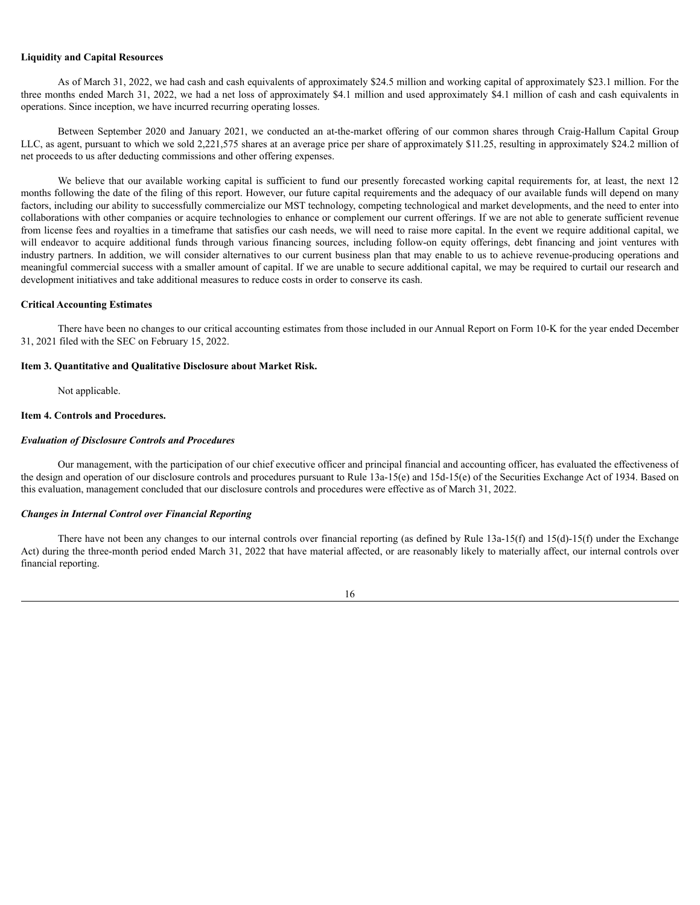**Liquidity and Capital Resources**

As of March 31, 2022, we had cash and cash equivalents of approximately $24.5 million and working capital of approximately $23.1 million. For the three months ended March 31, 2022, we had a net loss of approximately $4.1 million and used approximately $4.1 million of cash and cash equivalents in operations. Since inception, we have incurred recurring operating losses.

Between September 2020 and January 2021, we conducted an at-the-market offering of our common shares through Craig-Hallum Capital Group LLC, as agent, pursuant to which we sold 2,221,575 shares at an average price per share of approximately $11.25, resulting in approximately $24.2 million of net proceeds to us after deducting commissions and other offering expenses.

We believe that our available working capital is sufficient to fund our presently forecasted working capital requirements for, at least, the next 12 months following the date of the filing of this report. However, our future capital requirements and the adequacy of our available funds will depend on many factors, including our ability to successfully commercialize our MST technology, competing technological and market developments, and the need to enter into collaborations with other companies or acquire technologies to enhance or complement our current offerings. If we are not able to generate sufficient revenue from license fees and royalties in a timeframe that satisfies our cash needs, we will need to raise more capital. In the event we require additional capital, we will endeavor to acquire additional funds through various financing sources, including follow-on equity offerings, debt financing and joint ventures with industry partners. In addition, we will consider alternatives to our current business plan that may enable to us to achieve revenue-producing operations and meaningful commercial success with a smaller amount of capital. If we are unable to secure additional capital, we may be required to curtail our research and development initiatives and take additional measures to reduce costs in order to conserve its cash.

**Critical Accounting Estimates**

There have been no changes to our critical accounting estimates from those included in our Annual Report on Form 10-K for the year ended December 31, 2021 filed with the SEC on February 15, 2022.

**Item 3. Quantitative and Qualitative Disclosure about Market Risk.**

Not applicable.

**Item 4. Controls and Procedures.**

***Evaluation of Disclosure Controls and Procedures***

Our management, with the participation of our chief executive officer and principal financial and accounting officer, has evaluated the effectiveness of the design and operation of our disclosure controls and procedures pursuant to Rule 13a-15(e) and 15d-15(e) of the Securities Exchange Act of 1934. Based on this evaluation, management concluded that our disclosure controls and procedures were effective as of March 31, 2022.

***Changes in Internal Control over Financial Reporting***

There have not been any changes to our internal controls over financial reporting (as defined by Rule 13a-15(f) and 15(d)-15(f) under the Exchange Act) during the three-month period ended March 31, 2022 that have material affected, or are reasonably likely to materially affect, our internal controls over financial reporting.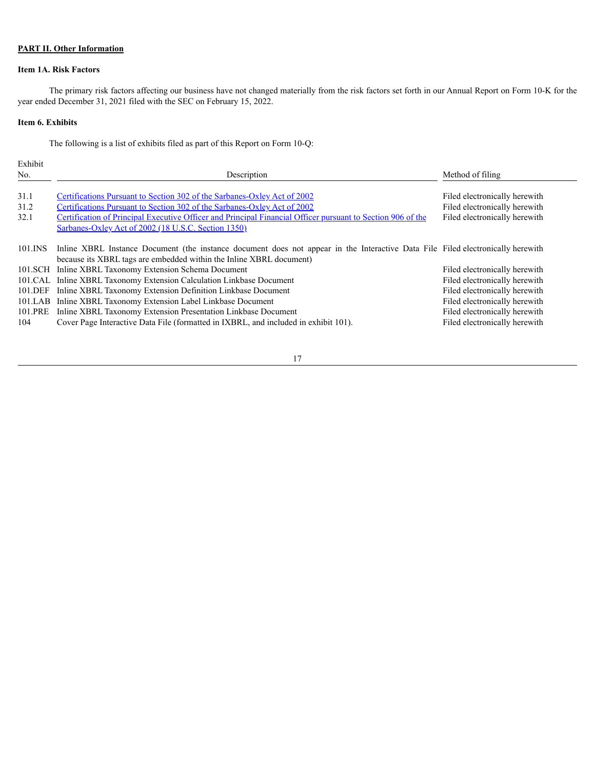**PART II. Other Information**

**Item 1A. Risk Factors**

The primary risk factors affecting our business have not changed materially from the risk factors set forth in our Annual Report on Form 10-K for the year ended December 31, 2021 filed with the SEC on February 15, 2022.

**Item 6. Exhibits**

The following is a list of exhibits filed as part of this Report on Form 10-Q:

| Exhibit No. | Description | Method of filing |
| --- | --- | --- |
| 31.1 | Certifications Pursuant to Section 302 of the Sarbanes-Oxley Act of 2002 | Filed electronically herewith |
| 31.2 | Certifications Pursuant to Section 302 of the Sarbanes-Oxley Act of 2002 | Filed electronically herewith |
| 32.1 | Certification of Principal Executive Officer and Principal Financial Officer pursuant to Section 906 of the Sarbanes-Oxley Act of 2002 (18 U.S.C. Section 1350) | Filed electronically herewith |
| 101.INS | Inline XBRL Instance Document (the instance document does not appear in the Interactive Data File because its XBRL tags are embedded within the Inline XBRL document) | Filed electronically herewith |
| 101.SCH | Inline XBRL Taxonomy Extension Schema Document | Filed electronically herewith |
| 101.CAL | Inline XBRL Taxonomy Extension Calculation Linkbase Document | Filed electronically herewith |
| 101.DEF | Inline XBRL Taxonomy Extension Definition Linkbase Document | Filed electronically herewith |
| 101.LAB | Inline XBRL Taxonomy Extension Label Linkbase Document | Filed electronically herewith |
| 101.PRE | Inline XBRL Taxonomy Extension Presentation Linkbase Document | Filed electronically herewith |
| 104 | Cover Page Interactive Data File (formatted in IXBRL, and included in exhibit 101). | Filed electronically herewith |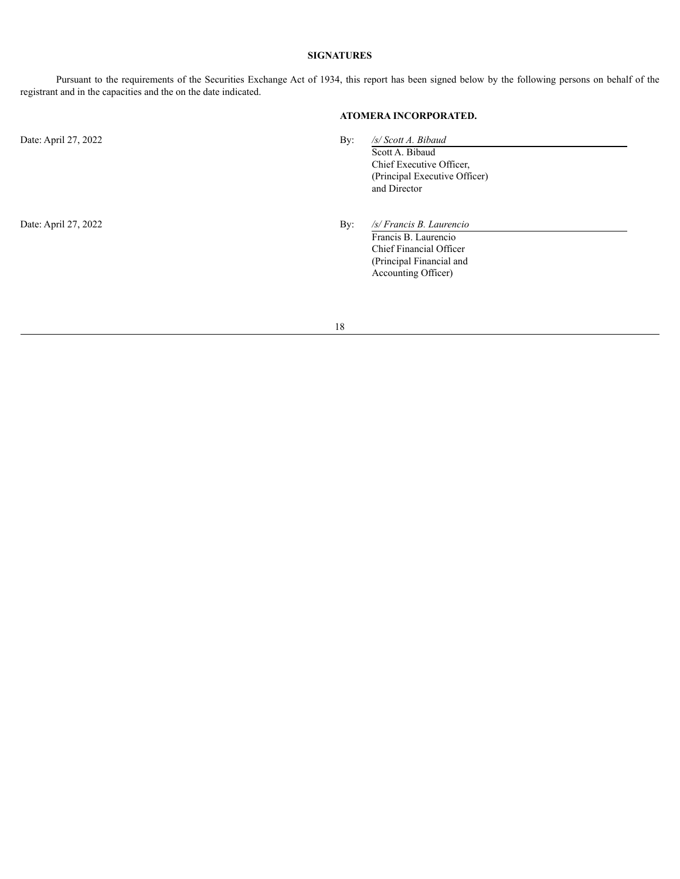**SIGNATURES**

Pursuant to the requirements of the Securities Exchange Act of 1934, this report has been signed below by the following persons on behalf of the registrant and in the capacities and the on the date indicated.

**ATOMERA INCORPORATED.**

| | |
|---|---|
| Date: April 27, 2022 | By: *_/s/ Scott A. Bibaud_*<br>Scott A. Bibaud<br>Chief Executive Officer,<br>(Principal Executive Officer)<br>and Director |
| Date: April 27, 2022 | By: *_/s/ Francis B. Laurencio_*<br>Francis B. Laurencio<br>Chief Financial Officer<br>(Principal Financial and<br>Accounting Officer) |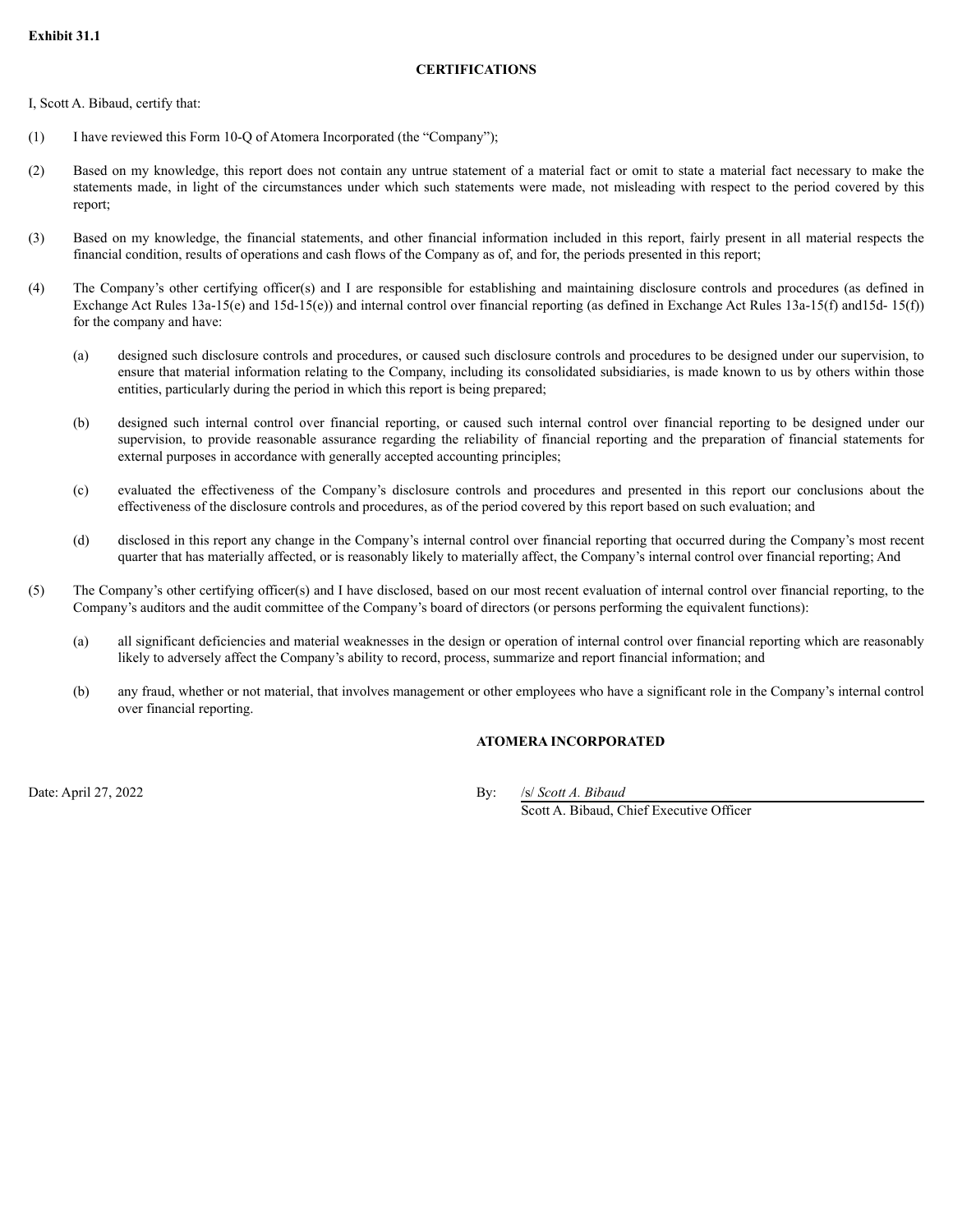**Exhibit 31.1**

**CERTIFICATIONS**

I, Scott A. Bibaud, certify that:

(1) I have reviewed this Form 10-Q of Atomera Incorporated (the "Company");

(2) Based on my knowledge, this report does not contain any untrue statement of a material fact or omit to state a material fact necessary to make the statements made, in light of the circumstances under which such statements were made, not misleading with respect to the period covered by this report;

(3) Based on my knowledge, the financial statements, and other financial information included in this report, fairly present in all material respects the financial condition, results of operations and cash flows of the Company as of, and for, the periods presented in this report;

(4) The Company's other certifying officer(s) and I are responsible for establishing and maintaining disclosure controls and procedures (as defined in Exchange Act Rules 13a-15(e) and 15d-15(e)) and internal control over financial reporting (as defined in Exchange Act Rules 13a-15(f) and15d- 15(f)) for the company and have:

(a) designed such disclosure controls and procedures, or caused such disclosure controls and procedures to be designed under our supervision, to ensure that material information relating to the Company, including its consolidated subsidiaries, is made known to us by others within those entities, particularly during the period in which this report is being prepared;

(b) designed such internal control over financial reporting, or caused such internal control over financial reporting to be designed under our supervision, to provide reasonable assurance regarding the reliability of financial reporting and the preparation of financial statements for external purposes in accordance with generally accepted accounting principles;

(c) evaluated the effectiveness of the Company's disclosure controls and procedures and presented in this report our conclusions about the effectiveness of the disclosure controls and procedures, as of the period covered by this report based on such evaluation; and

(d) disclosed in this report any change in the Company's internal control over financial reporting that occurred during the Company's most recent quarter that has materially affected, or is reasonably likely to materially affect, the Company's internal control over financial reporting; And

(5) The Company's other certifying officer(s) and I have disclosed, based on our most recent evaluation of internal control over financial reporting, to the Company's auditors and the audit committee of the Company's board of directors (or persons performing the equivalent functions):

(a) all significant deficiencies and material weaknesses in the design or operation of internal control over financial reporting which are reasonably likely to adversely affect the Company's ability to record, process, summarize and report financial information; and

(b) any fraud, whether or not material, that involves management or other employees who have a significant role in the Company's internal control over financial reporting.

**ATOMERA INCORPORATED**

Date: April 27, 2022

By: /s/ *Scott A. Bibaud*
Scott A. Bibaud, Chief Executive Officer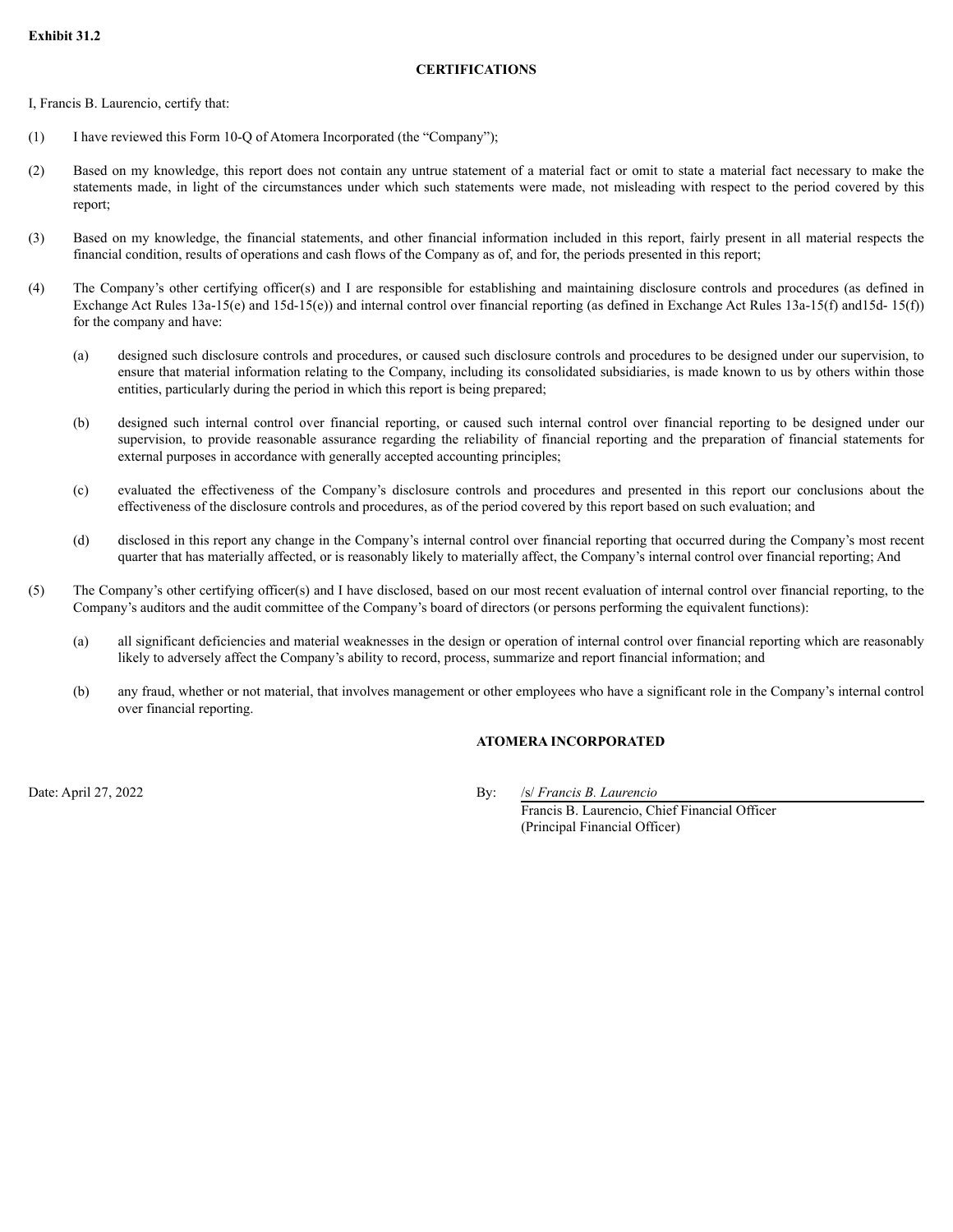**Exhibit 31.2**

**CERTIFICATIONS**

I, Francis B. Laurencio, certify that:

(1) I have reviewed this Form 10-Q of Atomera Incorporated (the "Company");

(2) Based on my knowledge, this report does not contain any untrue statement of a material fact or omit to state a material fact necessary to make the statements made, in light of the circumstances under which such statements were made, not misleading with respect to the period covered by this report;

(3) Based on my knowledge, the financial statements, and other financial information included in this report, fairly present in all material respects the financial condition, results of operations and cash flows of the Company as of, and for, the periods presented in this report;

(4) The Company's other certifying officer(s) and I are responsible for establishing and maintaining disclosure controls and procedures (as defined in Exchange Act Rules 13a-15(e) and 15d-15(e)) and internal control over financial reporting (as defined in Exchange Act Rules 13a-15(f) and15d- 15(f)) for the company and have:

(a) designed such disclosure controls and procedures, or caused such disclosure controls and procedures to be designed under our supervision, to ensure that material information relating to the Company, including its consolidated subsidiaries, is made known to us by others within those entities, particularly during the period in which this report is being prepared;

(b) designed such internal control over financial reporting, or caused such internal control over financial reporting to be designed under our supervision, to provide reasonable assurance regarding the reliability of financial reporting and the preparation of financial statements for external purposes in accordance with generally accepted accounting principles;

(c) evaluated the effectiveness of the Company's disclosure controls and procedures and presented in this report our conclusions about the effectiveness of the disclosure controls and procedures, as of the period covered by this report based on such evaluation; and

(d) disclosed in this report any change in the Company's internal control over financial reporting that occurred during the Company's most recent quarter that has materially affected, or is reasonably likely to materially affect, the Company's internal control over financial reporting; And

(5) The Company's other certifying officer(s) and I have disclosed, based on our most recent evaluation of internal control over financial reporting, to the Company's auditors and the audit committee of the Company's board of directors (or persons performing the equivalent functions):

(a) all significant deficiencies and material weaknesses in the design or operation of internal control over financial reporting which are reasonably likely to adversely affect the Company's ability to record, process, summarize and report financial information; and

(b) any fraud, whether or not material, that involves management or other employees who have a significant role in the Company's internal control over financial reporting.

**ATOMERA INCORPORATED**

Date: April 27, 2022

By: /s/ *Francis B. Laurencio*
Francis B. Laurencio, Chief Financial Officer
(Principal Financial Officer)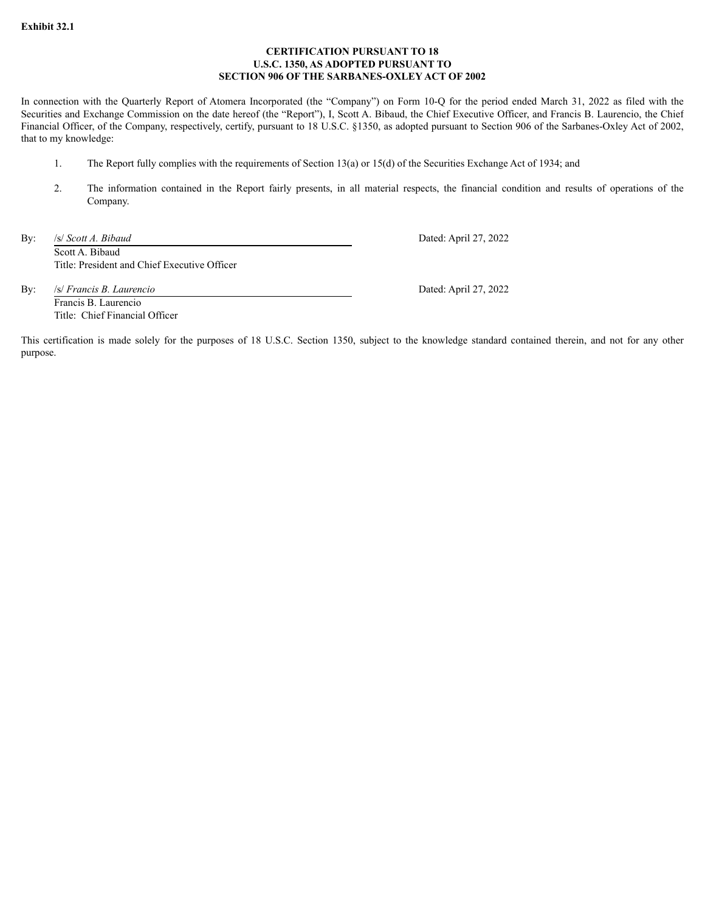**Exhibit 32.1**

**CERTIFICATION PURSUANT TO 18 U.S.C. 1350, AS ADOPTED PURSUANT TO SECTION 906 OF THE SARBANES-OXLEY ACT OF 2002**

In connection with the Quarterly Report of Atomera Incorporated (the "Company") on Form 10-Q for the period ended March 31, 2022 as filed with the Securities and Exchange Commission on the date hereof (the "Report"), I, Scott A. Bibaud, the Chief Executive Officer, and Francis B. Laurencio, the Chief Financial Officer, of the Company, respectively, certify, pursuant to 18 U.S.C. §1350, as adopted pursuant to Section 906 of the Sarbanes-Oxley Act of 2002, that to my knowledge:

1. The Report fully complies with the requirements of Section 13(a) or 15(d) of the Securities Exchange Act of 1934; and
2. The information contained in the Report fairly presents, in all material respects, the financial condition and results of operations of the Company.

By: /s/ *Scott A. Bibaud*
Scott A. Bibaud
Title: President and Chief Executive Officer

Dated: April 27, 2022

By: /s/ *Francis B. Laurencio*
Francis B. Laurencio
Title: Chief Financial Officer

Dated: April 27, 2022

This certification is made solely for the purposes of 18 U.S.C. Section 1350, subject to the knowledge standard contained therein, and not for any other purpose.